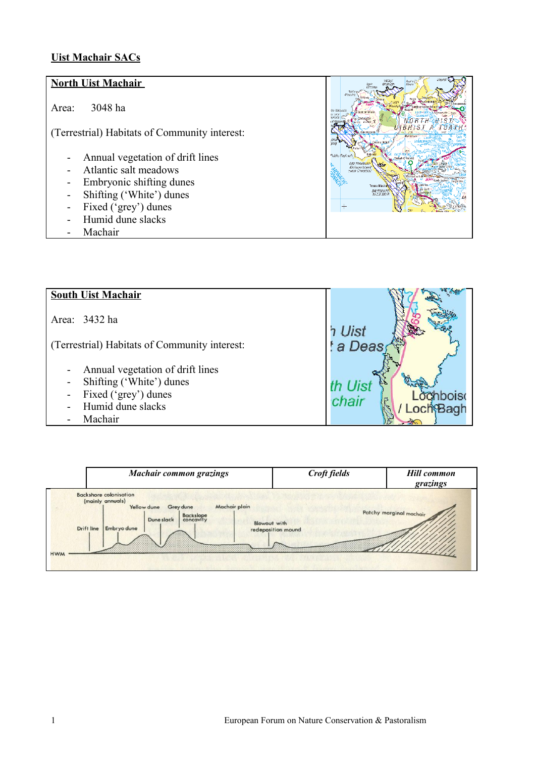## Uist Machair SACs

### North Uist Machair

Area: 3048 ha

(Terrestrial) Habitats of Community interest:

- Annual vegetation of drift lines
- Atlantic salt meadows
- Embryonic shifting dunes
- Shifting ('White') dunes
- Fixed ('grey') dunes
- Humid dune slacks
- Machair

### South Uist Machair

Area: 3432 ha

(Terrestrial) Habitats of Community interest:

- Annual vegetation of drift lines
- Shifting ('White') dunes
- Fixed ('grey') dunes
- Humid dune slacks
- Machair

| *Machair common grazings* | *Croft fields* | *Hill common grazings* |
|---|---|---|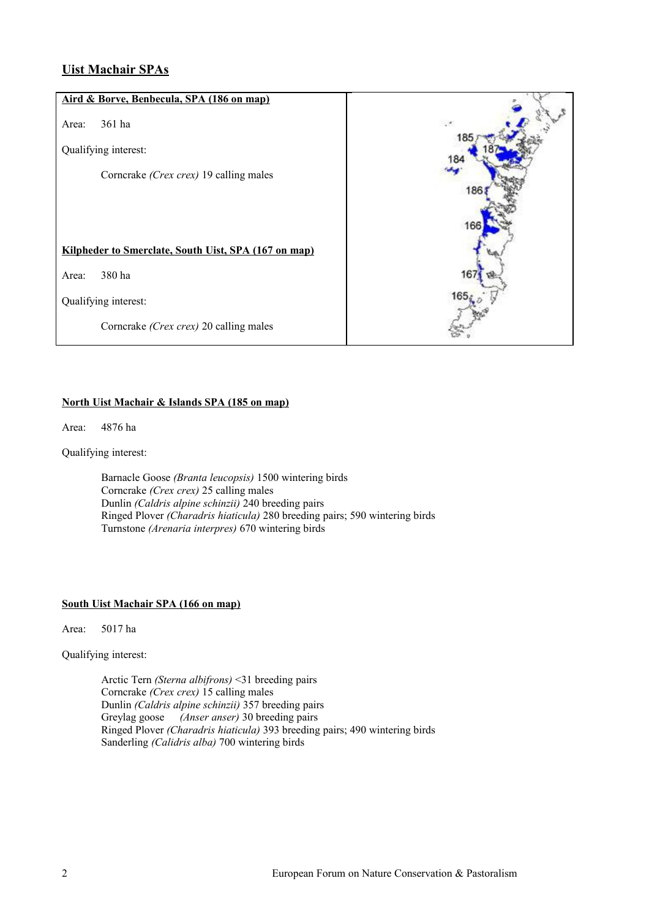## Uist Machair SPAs

**Aird & Borve, Benbecula, SPA (186 on map)**

Area: 361 ha

Qualifying interest:

Corncrake *(Crex crex)* 19 calling males

**Kilpheder to Smerclate, South Uist, SPA (167 on map)**

Area: 380 ha

Qualifying interest:

Corncrake *(Crex crex)* 20 calling males

**North Uist Machair & Islands SPA (185 on map)**

Area: 4876 ha

Qualifying interest:

Barnacle Goose *(Branta leucopsis)* 1500 wintering birds
Corncrake *(Crex crex)* 25 calling males
Dunlin *(Caldris alpine schinzii)* 240 breeding pairs
Ringed Plover *(Charadris hiaticula)* 280 breeding pairs; 590 wintering birds
Turnstone *(Arenaria interpres)* 670 wintering birds

**South Uist Machair SPA (166 on map)**

Area: 5017 ha

Qualifying interest:

Arctic Tern *(Sterna albifrons)* <31 breeding pairs
Corncrake *(Crex crex)* 15 calling males
Dunlin *(Caldris alpine schinzii)* 357 breeding pairs
Greylag goose *(Anser anser)* 30 breeding pairs
Ringed Plover *(Charadris hiaticula)* 393 breeding pairs; 490 wintering birds
Sanderling *(Calidris alba)* 700 wintering birds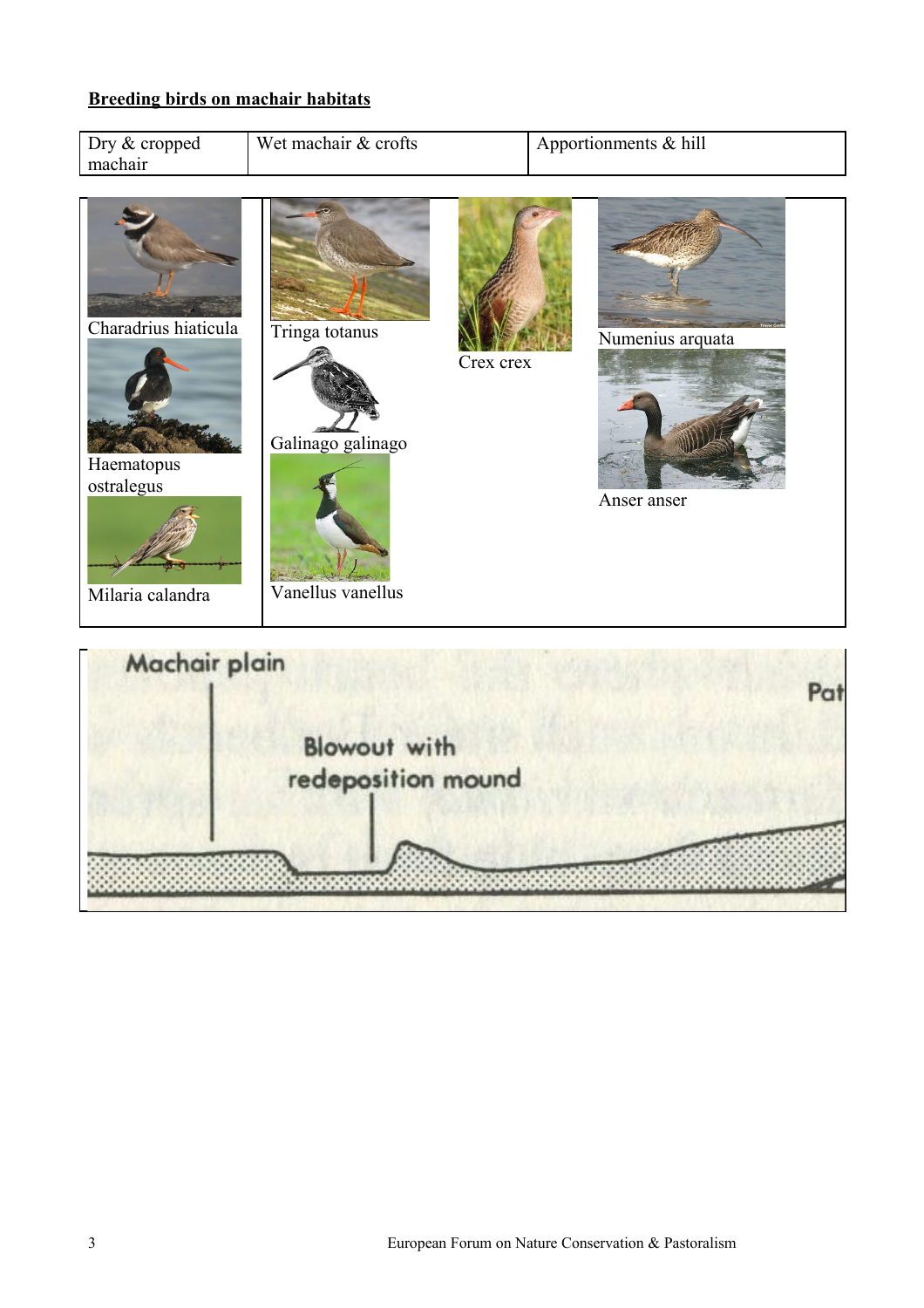**Breeding birds on machair habitats**

| Dry & cropped machair | Wet machair & crofts | | Apportionments & hill |
|---|---|---|---|
| Charadrius hiaticula | Tringa totanus | Crex crex | Numenius arquata |
| Haematopus ostralegus | Galinago galinago | | Anser anser |
| Milaria calandra | Vanellus vanellus | | |

Machair plain

Blowout with redeposition mound

Pat